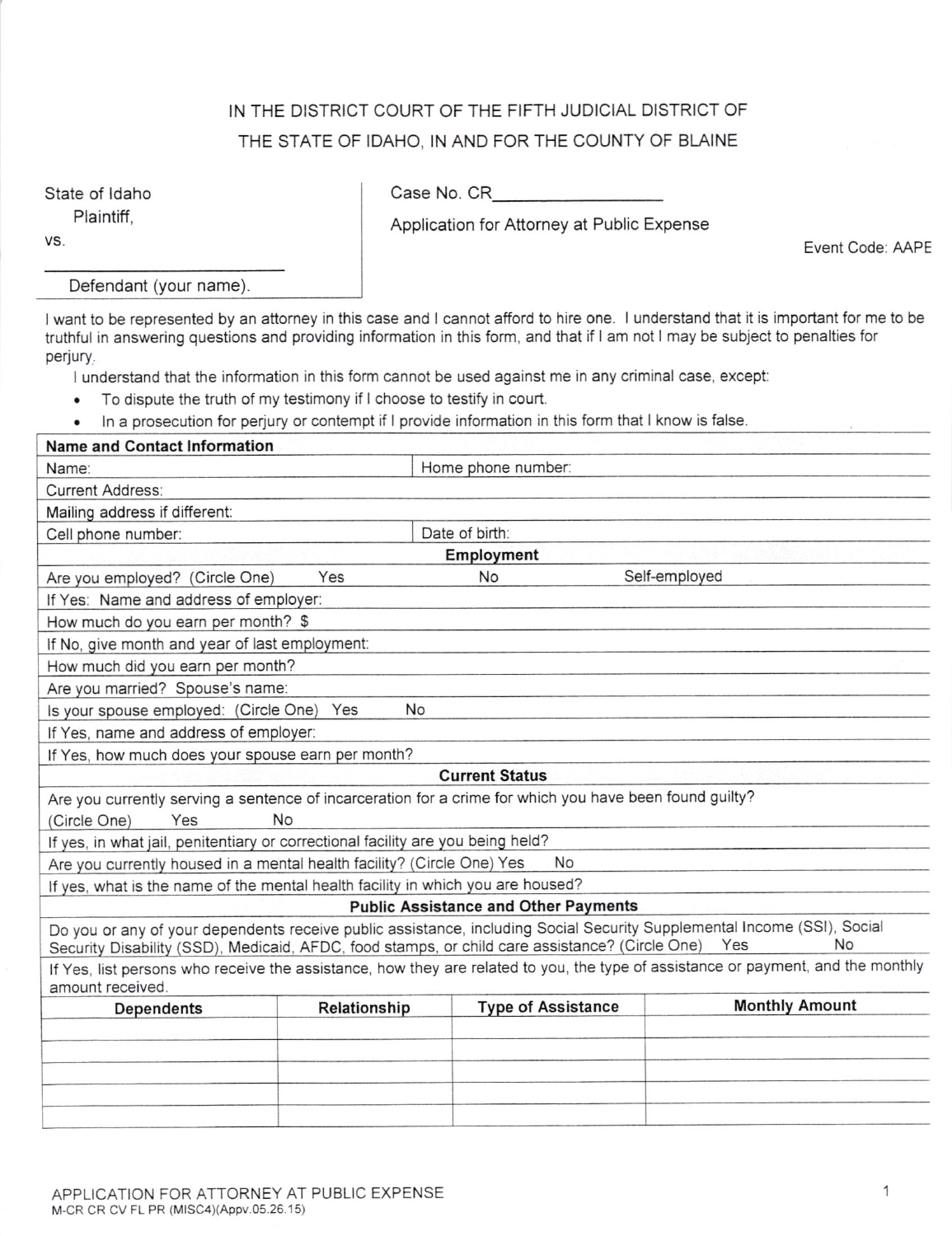IN THE DISTRICT COURT OF THE FIFTH JUDICIAL DISTRICT OF
THE STATE OF IDAHO, IN AND FOR THE COUNTY OF BLAINE

| | |
|---|---|
| State of Idaho<br>Plaintiff,<br>vs.<br><br>______________________<br>Defendant (your name). | Case No. CR______________<br><br>Application for Attorney at Public Expense<br><br>Event Code: AAPE |

I want to be represented by an attorney in this case and I cannot afford to hire one. I understand that it is important for me to be truthful in answering questions and providing information in this form, and that if I am not I may be subject to penalties for perjury.

I understand that the information in this form cannot be used against me in any criminal case, except:

- To dispute the truth of my testimony if I choose to testify in court.
- In a prosecution for perjury or contempt if I provide information in this form that I know is false.

**Name and Contact Information**

| | |
|---|---|
| Name: | Home phone number: |
| Current Address: | |
| Mailing address if different: | |
| Cell phone number: | Date of birth: |

**Employment**

Are you employed? (Circle One) Yes No Self-employed

If Yes: Name and address of employer:

How much do you earn per month? $

If No, give month and year of last employment:

How much did you earn per month?

Are you married? Spouse's name:

Is your spouse employed: (Circle One) Yes No

If Yes, name and address of employer:

If Yes, how much does your spouse earn per month?

**Current Status**

Are you currently serving a sentence of incarceration for a crime for which you have been found guilty?
(Circle One) Yes No

If yes, in what jail, penitentiary or correctional facility are you being held?

Are you currently housed in a mental health facility? (Circle One) Yes No

If yes, what is the name of the mental health facility in which you are housed?

**Public Assistance and Other Payments**

Do you or any of your dependents receive public assistance, including Social Security Supplemental Income (SSI), Social Security Disability (SSD), Medicaid, AFDC, food stamps, or child care assistance? (Circle One) Yes No

If Yes, list persons who receive the assistance, how they are related to you, the type of assistance or payment, and the monthly amount received.

| Dependents | Relationship | Type of Assistance | Monthly Amount |
|---|---|---|---|
| | | | |
| | | | |
| | | | |
| | | | |
| | | | |

APPLICATION FOR ATTORNEY AT PUBLIC EXPENSE
M-CR CR CV FL PR (MISC4)(Appv.05.26.15)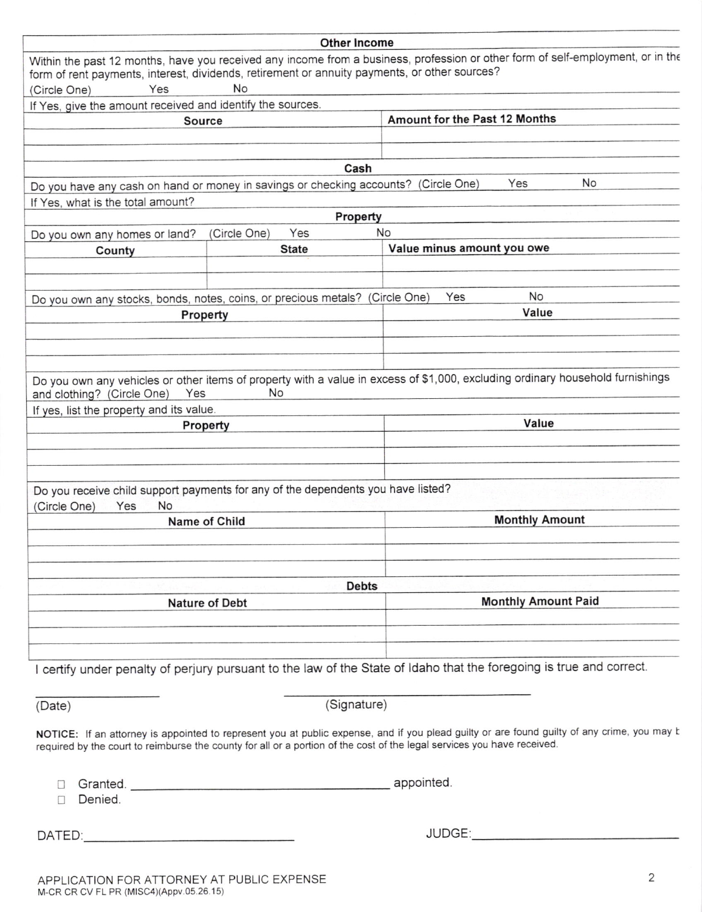## Other Income

Within the past 12 months, have you received any income from a business, profession or other form of self-employment, or in the form of rent payments, interest, dividends, retirement or annuity payments, or other sources?

(Circle One) Yes No

If Yes, give the amount received and identify the sources.

| Source | Amount for the Past 12 Months |
|---|---|
| | |
| | |

## Cash

Do you have any cash on hand or money in savings or checking accounts? (Circle One) Yes No

If Yes, what is the total amount?

## Property

Do you own any homes or land? (Circle One) Yes No

| County | State | Value minus amount you owe |
|---|---|---|
| | | |
| | | |

Do you own any stocks, bonds, notes, coins, or precious metals? (Circle One) Yes No

| Property | Value |
|---|---|
| | |
| | |
| | |

Do you own any vehicles or other items of property with a value in excess of $1,000, excluding ordinary household furnishings and clothing? (Circle One) Yes No

If yes, list the property and its value.

| Property | Value |
|---|---|
| | |
| | |
| | |

Do you receive child support payments for any of the dependents you have listed?

(Circle One) Yes No

| Name of Child | Monthly Amount |
|---|---|
| | |
| | |
| | |

## Debts

| Nature of Debt | Monthly Amount Paid |
|---|---|
| | |
| | |
| | |

I certify under penalty of perjury pursuant to the law of the State of Idaho that the foregoing is true and correct.

\_\_\_\_\_\_\_\_\_\_\_\_\_\_\_\_\_\_ \_\_\_\_\_\_\_\_\_\_\_\_\_\_\_\_\_\_\_\_\_\_\_\_\_\_\_\_\_\_\_\_\_\_

(Date) (Signature)

**NOTICE:** If an attorney is appointed to represent you at public expense, and if you plead guilty or are found guilty of any crime, you may be required by the court to reimburse the county for all or a portion of the cost of the legal services you have received.

- ☐ Granted. \_\_\_\_\_\_\_\_\_\_\_\_\_\_\_\_\_\_\_\_\_\_\_\_\_\_\_\_\_\_\_\_\_\_\_\_ appointed.
- ☐ Denied.

DATED:\_\_\_\_\_\_\_\_\_\_\_\_\_\_\_\_\_\_\_\_\_\_\_\_\_\_\_\_ JUDGE:\_\_\_\_\_\_\_\_\_\_\_\_\_\_\_\_\_\_\_\_\_\_\_\_\_\_\_\_

APPLICATION FOR ATTORNEY AT PUBLIC EXPENSE
M-CR CR CV FL PR (MISC4)(Appv.05.26.15)